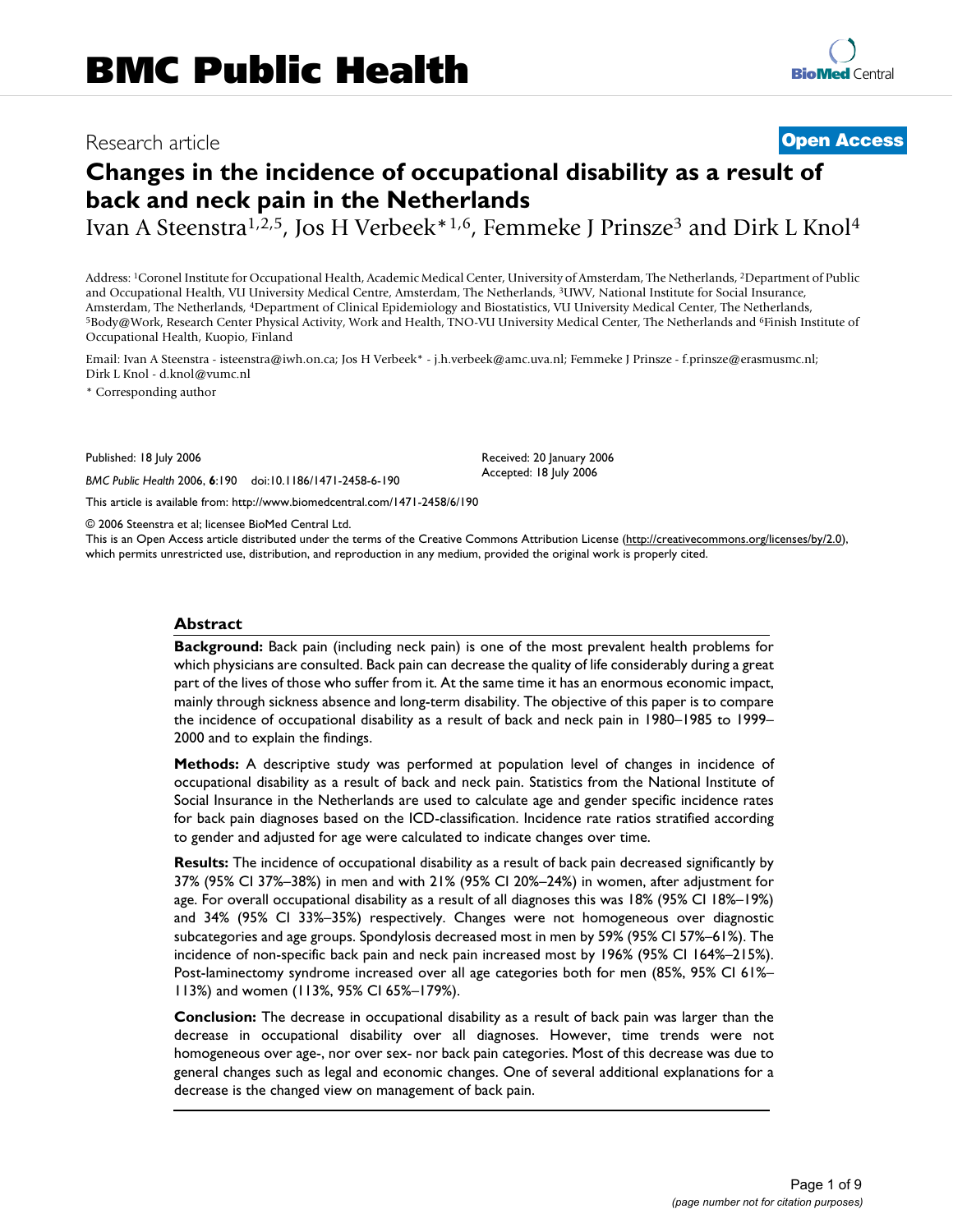BMC Public Health

Research article

**Open Access**

# Changes in the incidence of occupational disability as a result of back and neck pain in the Netherlands

Ivan A Steenstra[1,2,5], Jos H Verbeek*[1,6], Femmeke J Prinsze[3] and Dirk L Knol[4]

Address: [1]Coronel Institute for Occupational Health, Academic Medical Center, University of Amsterdam, The Netherlands, [2]Department of Public and Occupational Health, VU University Medical Centre, Amsterdam, The Netherlands, [3]UWV, National Institute for Social Insurance, Amsterdam, The Netherlands, [4]Department of Clinical Epidemiology and Biostatistics, VU University Medical Center, The Netherlands, [5]Body@Work, Research Center Physical Activity, Work and Health, TNO-VU University Medical Center, The Netherlands and [6]Finish Institute of Occupational Health, Kuopio, Finland

Email: Ivan A Steenstra - isteenstra@iwh.on.ca; Jos H Verbeek* - j.h.verbeek@amc.uva.nl; Femmeke J Prinsze - f.prinsze@erasmusmc.nl; Dirk L Knol - d.knol@vumc.nl

\* Corresponding author

Published: 18 July 2006

*BMC Public Health* 2006, **6**:190 doi:10.1186/1471-2458-6-190

Received: 20 January 2006
Accepted: 18 July 2006

This article is available from: http://www.biomedcentral.com/1471-2458/6/190

© 2006 Steenstra et al; licensee BioMed Central Ltd.

This is an Open Access article distributed under the terms of the Creative Commons Attribution License (http://creativecommons.org/licenses/by/2.0), which permits unrestricted use, distribution, and reproduction in any medium, provided the original work is properly cited.

## Abstract

**Background:** Back pain (including neck pain) is one of the most prevalent health problems for which physicians are consulted. Back pain can decrease the quality of life considerably during a great part of the lives of those who suffer from it. At the same time it has an enormous economic impact, mainly through sickness absence and long-term disability. The objective of this paper is to compare the incidence of occupational disability as a result of back and neck pain in 1980–1985 to 1999–2000 and to explain the findings.

**Methods:** A descriptive study was performed at population level of changes in incidence of occupational disability as a result of back and neck pain. Statistics from the National Institute of Social Insurance in the Netherlands are used to calculate age and gender specific incidence rates for back pain diagnoses based on the ICD-classification. Incidence rate ratios stratified according to gender and adjusted for age were calculated to indicate changes over time.

**Results:** The incidence of occupational disability as a result of back pain decreased significantly by 37% (95% CI 37%–38%) in men and with 21% (95% CI 20%–24%) in women, after adjustment for age. For overall occupational disability as a result of all diagnoses this was 18% (95% CI 18%–19%) and 34% (95% CI 33%–35%) respectively. Changes were not homogeneous over diagnostic subcategories and age groups. Spondylosis decreased most in men by 59% (95% CI 57%–61%). The incidence of non-specific back pain and neck pain increased most by 196% (95% CI 164%–215%). Post-laminectomy syndrome increased over all age categories both for men (85%, 95% CI 61%–113%) and women (113%, 95% CI 65%–179%).

**Conclusion:** The decrease in occupational disability as a result of back pain was larger than the decrease in occupational disability over all diagnoses. However, time trends were not homogeneous over age-, nor over sex- nor back pain categories. Most of this decrease was due to general changes such as legal and economic changes. One of several additional explanations for a decrease is the changed view on management of back pain.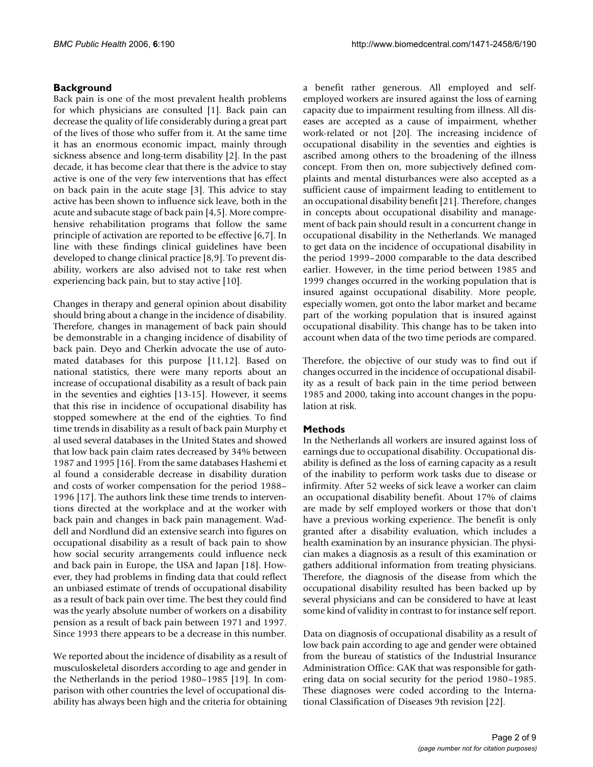## Background

Back pain is one of the most prevalent health problems for which physicians are consulted [1]. Back pain can decrease the quality of life considerably during a great part of the lives of those who suffer from it. At the same time it has an enormous economic impact, mainly through sickness absence and long-term disability [2]. In the past decade, it has become clear that there is the advice to stay active is one of the very few interventions that has effect on back pain in the acute stage [3]. This advice to stay active has been shown to influence sick leave, both in the acute and subacute stage of back pain [4,5]. More comprehensive rehabilitation programs that follow the same principle of activation are reported to be effective [6,7]. In line with these findings clinical guidelines have been developed to change clinical practice [8,9]. To prevent disability, workers are also advised not to take rest when experiencing back pain, but to stay active [10].

Changes in therapy and general opinion about disability should bring about a change in the incidence of disability. Therefore, changes in management of back pain should be demonstrable in a changing incidence of disability of back pain. Deyo and Cherkin advocate the use of automated databases for this purpose [11,12]. Based on national statistics, there were many reports about an increase of occupational disability as a result of back pain in the seventies and eighties [13-15]. However, it seems that this rise in incidence of occupational disability has stopped somewhere at the end of the eighties. To find time trends in disability as a result of back pain Murphy et al used several databases in the United States and showed that low back pain claim rates decreased by 34% between 1987 and 1995 [16]. From the same databases Hashemi et al found a considerable decrease in disability duration and costs of worker compensation for the period 1988–1996 [17]. The authors link these time trends to interventions directed at the workplace and at the worker with back pain and changes in back pain management. Waddell and Nordlund did an extensive search into figures on occupational disability as a result of back pain to show how social security arrangements could influence neck and back pain in Europe, the USA and Japan [18]. However, they had problems in finding data that could reflect an unbiased estimate of trends of occupational disability as a result of back pain over time. The best they could find was the yearly absolute number of workers on a disability pension as a result of back pain between 1971 and 1997. Since 1993 there appears to be a decrease in this number.

We reported about the incidence of disability as a result of musculoskeletal disorders according to age and gender in the Netherlands in the period 1980–1985 [19]. In comparison with other countries the level of occupational disability has always been high and the criteria for obtaining a benefit rather generous. All employed and self-employed workers are insured against the loss of earning capacity due to impairment resulting from illness. All diseases are accepted as a cause of impairment, whether work-related or not [20]. The increasing incidence of occupational disability in the seventies and eighties is ascribed among others to the broadening of the illness concept. From then on, more subjectively defined complaints and mental disturbances were also accepted as a sufficient cause of impairment leading to entitlement to an occupational disability benefit [21]. Therefore, changes in concepts about occupational disability and management of back pain should result in a concurrent change in occupational disability in the Netherlands. We managed to get data on the incidence of occupational disability in the period 1999–2000 comparable to the data described earlier. However, in the time period between 1985 and 1999 changes occurred in the working population that is insured against occupational disability. More people, especially women, got onto the labor market and became part of the working population that is insured against occupational disability. This change has to be taken into account when data of the two time periods are compared.

Therefore, the objective of our study was to find out if changes occurred in the incidence of occupational disability as a result of back pain in the time period between 1985 and 2000, taking into account changes in the population at risk.

## Methods

In the Netherlands all workers are insured against loss of earnings due to occupational disability. Occupational disability is defined as the loss of earning capacity as a result of the inability to perform work tasks due to disease or infirmity. After 52 weeks of sick leave a worker can claim an occupational disability benefit. About 17% of claims are made by self employed workers or those that don't have a previous working experience. The benefit is only granted after a disability evaluation, which includes a health examination by an insurance physician. The physician makes a diagnosis as a result of this examination or gathers additional information from treating physicians. Therefore, the diagnosis of the disease from which the occupational disability resulted has been backed up by several physicians and can be considered to have at least some kind of validity in contrast to for instance self report.

Data on diagnosis of occupational disability as a result of low back pain according to age and gender were obtained from the bureau of statistics of the Industrial Insurance Administration Office: GAK that was responsible for gathering data on social security for the period 1980–1985. These diagnoses were coded according to the International Classification of Diseases 9th revision [22].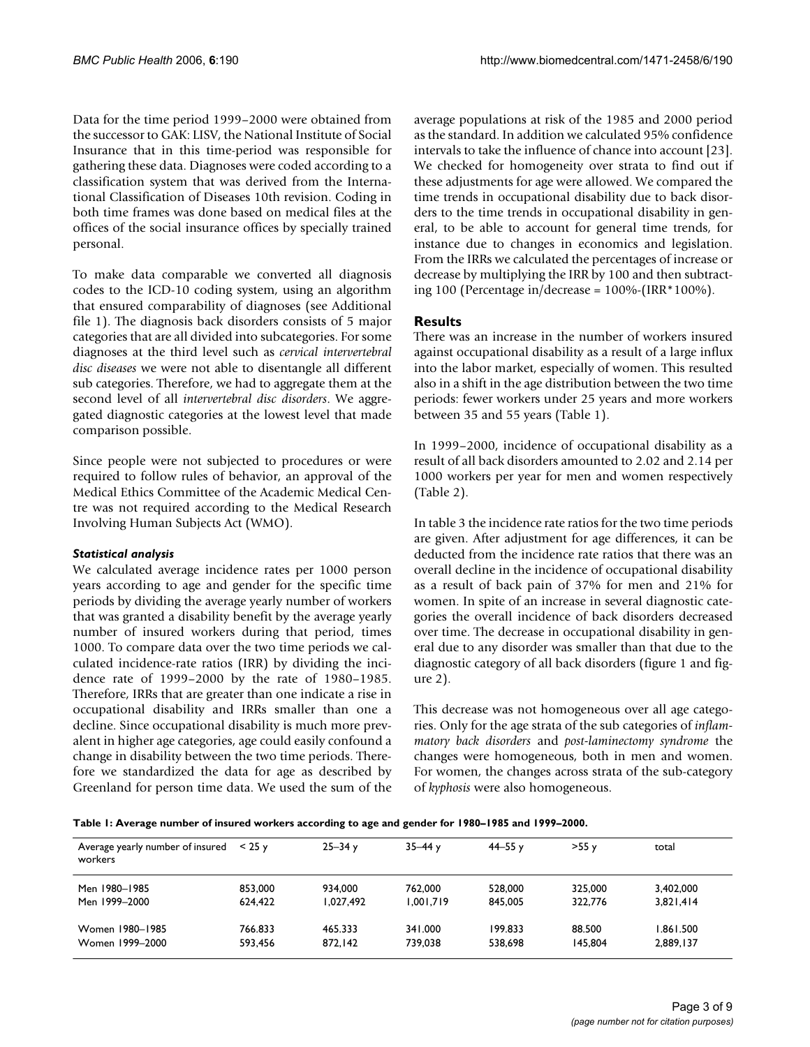Data for the time period 1999–2000 were obtained from the successor to GAK: LISV, the National Institute of Social Insurance that in this time-period was responsible for gathering these data. Diagnoses were coded according to a classification system that was derived from the International Classification of Diseases 10th revision. Coding in both time frames was done based on medical files at the offices of the social insurance offices by specially trained personal.

To make data comparable we converted all diagnosis codes to the ICD-10 coding system, using an algorithm that ensured comparability of diagnoses (see Additional file 1). The diagnosis back disorders consists of 5 major categories that are all divided into subcategories. For some diagnoses at the third level such as *cervical intervertebral disc diseases* we were not able to disentangle all different sub categories. Therefore, we had to aggregate them at the second level of all *intervertebral disc disorders*. We aggregated diagnostic categories at the lowest level that made comparison possible.

Since people were not subjected to procedures or were required to follow rules of behavior, an approval of the Medical Ethics Committee of the Academic Medical Centre was not required according to the Medical Research Involving Human Subjects Act (WMO).

### *Statistical analysis*

We calculated average incidence rates per 1000 person years according to age and gender for the specific time periods by dividing the average yearly number of workers that was granted a disability benefit by the average yearly number of insured workers during that period, times 1000. To compare data over the two time periods we calculated incidence-rate ratios (IRR) by dividing the incidence rate of 1999–2000 by the rate of 1980–1985. Therefore, IRRs that are greater than one indicate a rise in occupational disability and IRRs smaller than one a decline. Since occupational disability is much more prevalent in higher age categories, age could easily confound a change in disability between the two time periods. Therefore we standardized the data for age as described by Greenland for person time data. We used the sum of the average populations at risk of the 1985 and 2000 period as the standard. In addition we calculated 95% confidence intervals to take the influence of chance into account [23]. We checked for homogeneity over strata to find out if these adjustments for age were allowed. We compared the time trends in occupational disability due to back disorders to the time trends in occupational disability in general, to be able to account for general time trends, for instance due to changes in economics and legislation. From the IRRs we calculated the percentages of increase or decrease by multiplying the IRR by 100 and then subtracting 100 (Percentage in/decrease = 100%-(IRR*100%).

## Results

There was an increase in the number of workers insured against occupational disability as a result of a large influx into the labor market, especially of women. This resulted also in a shift in the age distribution between the two time periods: fewer workers under 25 years and more workers between 35 and 55 years (Table 1).

In 1999–2000, incidence of occupational disability as a result of all back disorders amounted to 2.02 and 2.14 per 1000 workers per year for men and women respectively (Table 2).

In table 3 the incidence rate ratios for the two time periods are given. After adjustment for age differences, it can be deducted from the incidence rate ratios that there was an overall decline in the incidence of occupational disability as a result of back pain of 37% for men and 21% for women. In spite of an increase in several diagnostic categories the overall incidence of back disorders decreased over time. The decrease in occupational disability in general due to any disorder was smaller than that due to the diagnostic category of all back disorders (figure 1 and figure 2).

This decrease was not homogeneous over all age categories. Only for the age strata of the sub categories of *inflammatory back disorders* and *post-laminectomy syndrome* the changes were homogeneous, both in men and women. For women, the changes across strata of the sub-category of *kyphosis* were also homogeneous.

**Table 1: Average number of insured workers according to age and gender for 1980–1985 and 1999–2000.**

| Average yearly number of insured workers | < 25 y | 25–34 y | 35–44 y | 44–55 y | >55 y | total |
|---|---|---|---|---|---|---|
| Men 1980–1985 | 853,000 | 934,000 | 762,000 | 528,000 | 325,000 | 3,402,000 |
| Men 1999–2000 | 624,422 | 1,027,492 | 1,001,719 | 845,005 | 322,776 | 3,821,414 |
| Women 1980–1985 | 766.833 | 465.333 | 341.000 | 199.833 | 88.500 | 1.861.500 |
| Women 1999–2000 | 593,456 | 872,142 | 739,038 | 538,698 | 145,804 | 2,889,137 |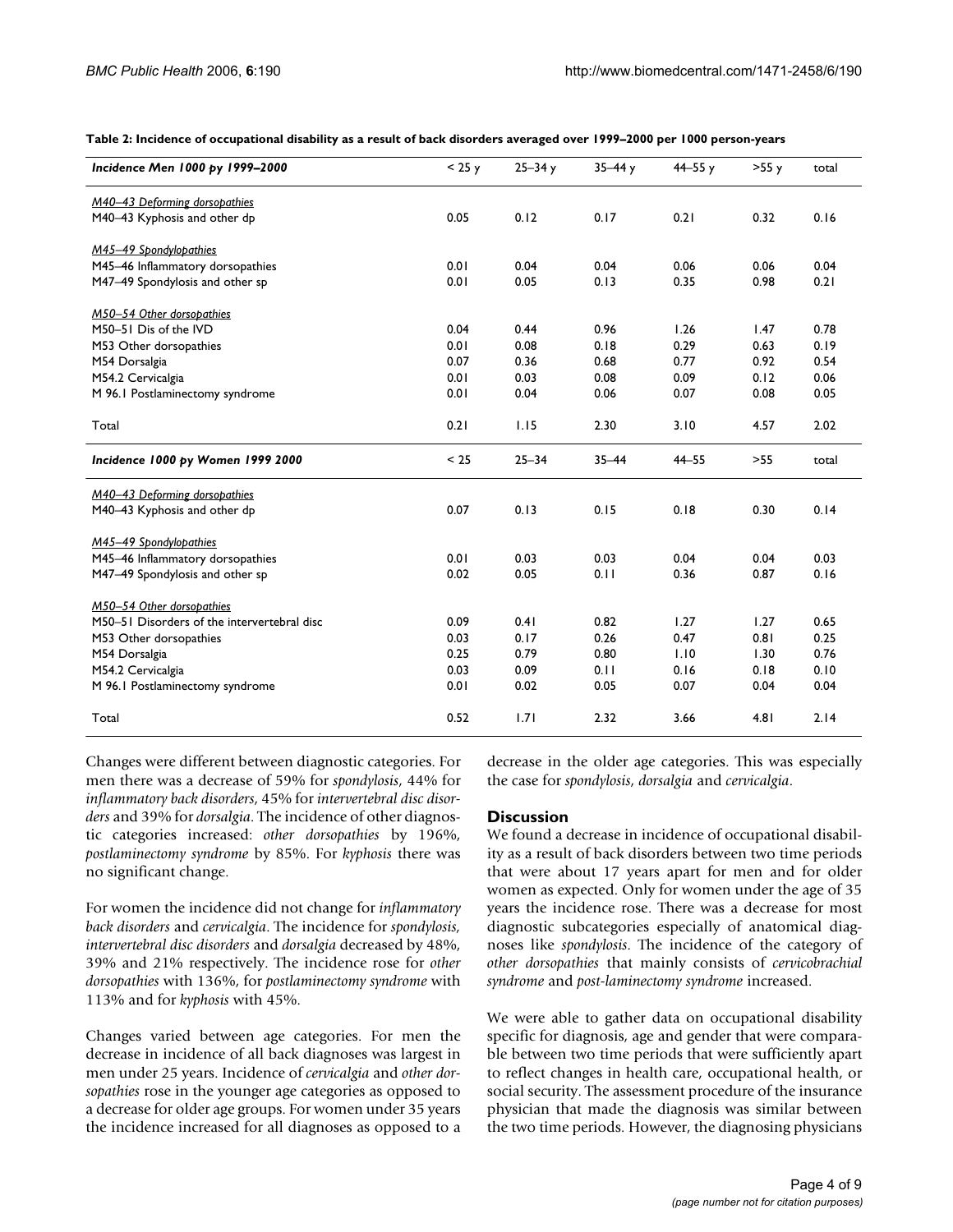**Table 2: Incidence of occupational disability as a result of back disorders averaged over 1999–2000 per 1000 person-years**

| *Incidence Men 1000 py 1999–2000* | < 25 y | 25–34 y | 35–44 y | 44–55 y | >55 y | total |
|---|---|---|---|---|---|---|
| *M40–43 Deforming dorsopathies* | | | | | | |
| M40–43 Kyphosis and other dp | 0.05 | 0.12 | 0.17 | 0.21 | 0.32 | 0.16 |
| *M45–49 Spondylopathies* | | | | | | |
| M45–46 Inflammatory dorsopathies | 0.01 | 0.04 | 0.04 | 0.06 | 0.06 | 0.04 |
| M47–49 Spondylosis and other sp | 0.01 | 0.05 | 0.13 | 0.35 | 0.98 | 0.21 |
| *M50–54 Other dorsopathies* | | | | | | |
| M50–51 Dis of the IVD | 0.04 | 0.44 | 0.96 | 1.26 | 1.47 | 0.78 |
| M53 Other dorsopathies | 0.01 | 0.08 | 0.18 | 0.29 | 0.63 | 0.19 |
| M54 Dorsalgia | 0.07 | 0.36 | 0.68 | 0.77 | 0.92 | 0.54 |
| M54.2 Cervicalgia | 0.01 | 0.03 | 0.08 | 0.09 | 0.12 | 0.06 |
| M 96.1 Postlaminectomy syndrome | 0.01 | 0.04 | 0.06 | 0.07 | 0.08 | 0.05 |
| Total | 0.21 | 1.15 | 2.30 | 3.10 | 4.57 | 2.02 |
| ***Incidence 1000 py Women 1999 2000*** | **< 25** | **25–34** | **35–44** | **44–55** | **>55** | **total** |
| *M40–43 Deforming dorsopathies* | | | | | | |
| M40–43 Kyphosis and other dp | 0.07 | 0.13 | 0.15 | 0.18 | 0.30 | 0.14 |
| *M45–49 Spondylopathies* | | | | | | |
| M45–46 Inflammatory dorsopathies | 0.01 | 0.03 | 0.03 | 0.04 | 0.04 | 0.03 |
| M47–49 Spondylosis and other sp | 0.02 | 0.05 | 0.11 | 0.36 | 0.87 | 0.16 |
| *M50–54 Other dorsopathies* | | | | | | |
| M50–51 Disorders of the intervertebral disc | 0.09 | 0.41 | 0.82 | 1.27 | 1.27 | 0.65 |
| M53 Other dorsopathies | 0.03 | 0.17 | 0.26 | 0.47 | 0.81 | 0.25 |
| M54 Dorsalgia | 0.25 | 0.79 | 0.80 | 1.10 | 1.30 | 0.76 |
| M54.2 Cervicalgia | 0.03 | 0.09 | 0.11 | 0.16 | 0.18 | 0.10 |
| M 96.1 Postlaminectomy syndrome | 0.01 | 0.02 | 0.05 | 0.07 | 0.04 | 0.04 |
| Total | 0.52 | 1.71 | 2.32 | 3.66 | 4.81 | 2.14 |

Changes were different between diagnostic categories. For men there was a decrease of 59% for *spondylosis*, 44% for *inflammatory back disorders*, 45% for *intervertebral disc disorders* and 39% for *dorsalgia*. The incidence of other diagnostic categories increased: *other dorsopathies* by 196%, *postlaminectomy syndrome* by 85%. For *kyphosis* there was no significant change.

For women the incidence did not change for *inflammatory back disorders* and *cervicalgia*. The incidence for *spondylosis, intervertebral disc disorders* and *dorsalgia* decreased by 48%, 39% and 21% respectively. The incidence rose for *other dorsopathies* with 136%, for *postlaminectomy syndrome* with 113% and for *kyphosis* with 45%.

Changes varied between age categories. For men the decrease in incidence of all back diagnoses was largest in men under 25 years. Incidence of *cervicalgia* and *other dorsopathies* rose in the younger age categories as opposed to a decrease for older age groups. For women under 35 years the incidence increased for all diagnoses as opposed to a decrease in the older age categories. This was especially the case for *spondylosis*, *dorsalgia* and *cervicalgia*.

## Discussion

We found a decrease in incidence of occupational disability as a result of back disorders between two time periods that were about 17 years apart for men and for older women as expected. Only for women under the age of 35 years the incidence rose. There was a decrease for most diagnostic subcategories especially of anatomical diagnoses like *spondylosis*. The incidence of the category of *other dorsopathies* that mainly consists of *cervicobrachial syndrome* and *post-laminectomy syndrome* increased.

We were able to gather data on occupational disability specific for diagnosis, age and gender that were comparable between two time periods that were sufficiently apart to reflect changes in health care, occupational health, or social security. The assessment procedure of the insurance physician that made the diagnosis was similar between the two time periods. However, the diagnosing physicians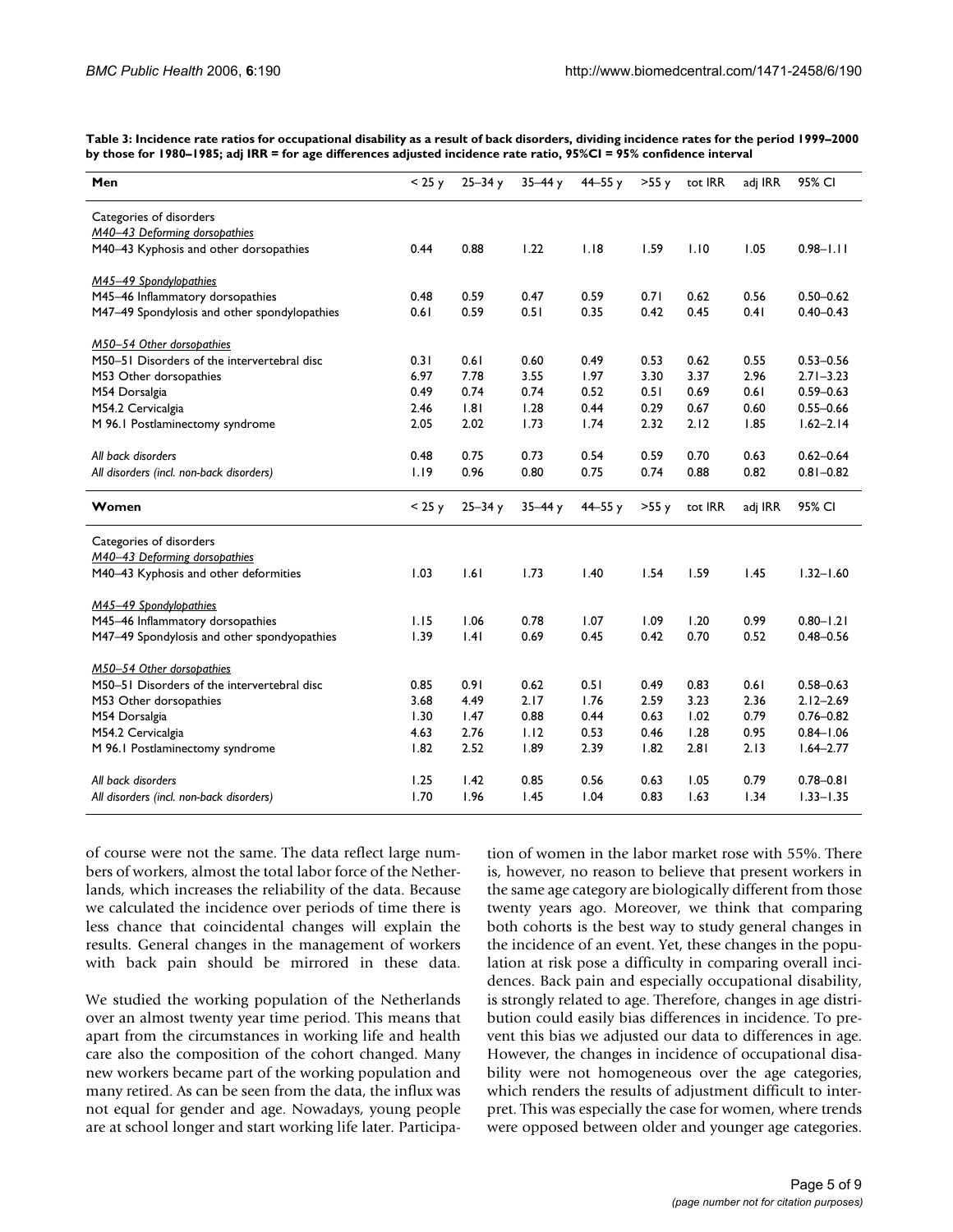**Table 3: Incidence rate ratios for occupational disability as a result of back disorders, dividing incidence rates for the period 1999–2000 by those for 1980–1985; adj IRR = for age differences adjusted incidence rate ratio, 95%CI = 95% confidence interval**

| **Men** | < 25 y | 25–34 y | 35–44 y | 44–55 y | >55 y | tot IRR | adj IRR | 95% CI |
|---|---|---|---|---|---|---|---|---|
| Categories of disorders | | | | | | | | |
| *M40–43 Deforming dorsopathies* | | | | | | | | |
| M40–43 Kyphosis and other dorsopathies | 0.44 | 0.88 | 1.22 | 1.18 | 1.59 | 1.10 | 1.05 | 0.98–1.11 |
| *M45–49 Spondylopathies* | | | | | | | | |
| M45–46 Inflammatory dorsopathies | 0.48 | 0.59 | 0.47 | 0.59 | 0.71 | 0.62 | 0.56 | 0.50–0.62 |
| M47–49 Spondylosis and other spondylopathies | 0.61 | 0.59 | 0.51 | 0.35 | 0.42 | 0.45 | 0.41 | 0.40–0.43 |
| *M50–54 Other dorsopathies* | | | | | | | | |
| M50–51 Disorders of the intervertebral disc | 0.31 | 0.61 | 0.60 | 0.49 | 0.53 | 0.62 | 0.55 | 0.53–0.56 |
| M53 Other dorsopathies | 6.97 | 7.78 | 3.55 | 1.97 | 3.30 | 3.37 | 2.96 | 2.71–3.23 |
| M54 Dorsalgia | 0.49 | 0.74 | 0.74 | 0.52 | 0.51 | 0.69 | 0.61 | 0.59–0.63 |
| M54.2 Cervicalgia | 2.46 | 1.81 | 1.28 | 0.44 | 0.29 | 0.67 | 0.60 | 0.55–0.66 |
| M 96.1 Postlaminectomy syndrome | 2.05 | 2.02 | 1.73 | 1.74 | 2.32 | 2.12 | 1.85 | 1.62–2.14 |
| *All back disorders* | 0.48 | 0.75 | 0.73 | 0.54 | 0.59 | 0.70 | 0.63 | 0.62–0.64 |
| *All disorders (incl. non-back disorders)* | 1.19 | 0.96 | 0.80 | 0.75 | 0.74 | 0.88 | 0.82 | 0.81–0.82 |
| **Women** | **< 25 y** | **25–34 y** | **35–44 y** | **44–55 y** | **>55 y** | **tot IRR** | **adj IRR** | **95% CI** |
| Categories of disorders | | | | | | | | |
| *M40–43 Deforming dorsopathies* | | | | | | | | |
| M40–43 Kyphosis and other deformities | 1.03 | 1.61 | 1.73 | 1.40 | 1.54 | 1.59 | 1.45 | 1.32–1.60 |
| *M45–49 Spondylopathies* | | | | | | | | |
| M45–46 Inflammatory dorsopathies | 1.15 | 1.06 | 0.78 | 1.07 | 1.09 | 1.20 | 0.99 | 0.80–1.21 |
| M47–49 Spondylosis and other spondyopathies | 1.39 | 1.41 | 0.69 | 0.45 | 0.42 | 0.70 | 0.52 | 0.48–0.56 |
| *M50–54 Other dorsopathies* | | | | | | | | |
| M50–51 Disorders of the intervertebral disc | 0.85 | 0.91 | 0.62 | 0.51 | 0.49 | 0.83 | 0.61 | 0.58–0.63 |
| M53 Other dorsopathies | 3.68 | 4.49 | 2.17 | 1.76 | 2.59 | 3.23 | 2.36 | 2.12–2.69 |
| M54 Dorsalgia | 1.30 | 1.47 | 0.88 | 0.44 | 0.63 | 1.02 | 0.79 | 0.76–0.82 |
| M54.2 Cervicalgia | 4.63 | 2.76 | 1.12 | 0.53 | 0.46 | 1.28 | 0.95 | 0.84–1.06 |
| M 96.1 Postlaminectomy syndrome | 1.82 | 2.52 | 1.89 | 2.39 | 1.82 | 2.81 | 2.13 | 1.64–2.77 |
| *All back disorders* | 1.25 | 1.42 | 0.85 | 0.56 | 0.63 | 1.05 | 0.79 | 0.78–0.81 |
| *All disorders (incl. non-back disorders)* | 1.70 | 1.96 | 1.45 | 1.04 | 0.83 | 1.63 | 1.34 | 1.33–1.35 |

of course were not the same. The data reflect large numbers of workers, almost the total labor force of the Netherlands, which increases the reliability of the data. Because we calculated the incidence over periods of time there is less chance that coincidental changes will explain the results. General changes in the management of workers with back pain should be mirrored in these data.

We studied the working population of the Netherlands over an almost twenty year time period. This means that apart from the circumstances in working life and health care also the composition of the cohort changed. Many new workers became part of the working population and many retired. As can be seen from the data, the influx was not equal for gender and age. Nowadays, young people are at school longer and start working life later. Participation of women in the labor market rose with 55%. There is, however, no reason to believe that present workers in the same age category are biologically different from those twenty years ago. Moreover, we think that comparing both cohorts is the best way to study general changes in the incidence of an event. Yet, these changes in the population at risk pose a difficulty in comparing overall incidences. Back pain and especially occupational disability, is strongly related to age. Therefore, changes in age distribution could easily bias differences in incidence. To prevent this bias we adjusted our data to differences in age. However, the changes in incidence of occupational disability were not homogeneous over the age categories, which renders the results of adjustment difficult to interpret. This was especially the case for women, where trends were opposed between older and younger age categories.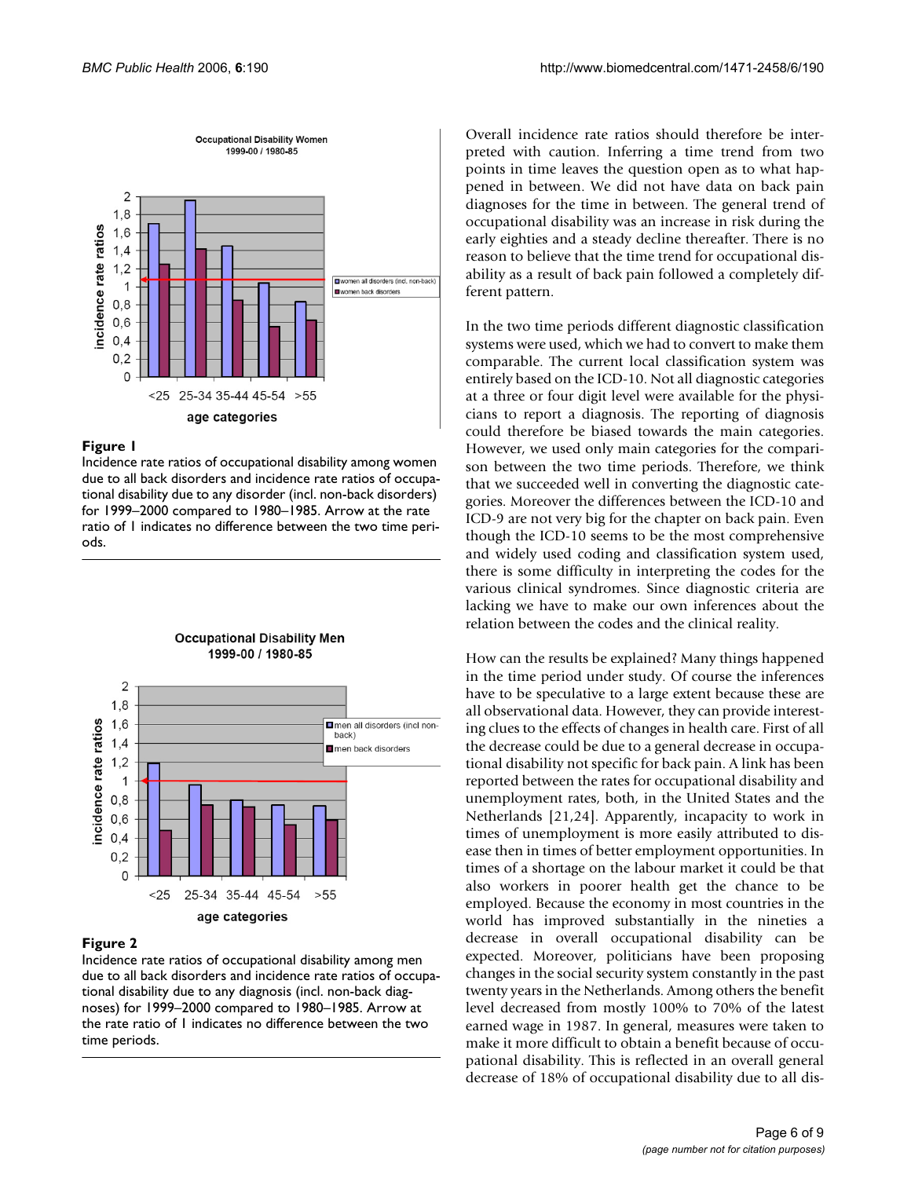Occupational Disability Women
1999-00 / 1980-85

incidence rate ratios

2
1,8
1,6
1,4
1,2
1
0,8
0,6
0,4
0,2
0

<25 25-34 35-44 45-54 >55

age categories

women all disorders (incl. non-back)
women back disorders

**Figure 1**
Incidence rate ratios of occupational disability among women due to all back disorders and incidence rate ratios of occupational disability due to any disorder (incl. non-back disorders) for 1999–2000 compared to 1980–1985. Arrow at the rate ratio of 1 indicates no difference between the two time periods.

Occupational Disability Men
1999-00 / 1980-85

incidence rate ratios

2
1,8
1,6
1,4
1,2
1
0,8
0,6
0,4
0,2
0

<25 25-34 35-44 45-54 >55

age categories

men all disorders (incl non-back)
men back disorders

**Figure 2**
Incidence rate ratios of occupational disability among men due to all back disorders and incidence rate ratios of occupational disability due to any diagnosis (incl. non-back diagnoses) for 1999–2000 compared to 1980–1985. Arrow at the rate ratio of 1 indicates no difference between the two time periods.

Overall incidence rate ratios should therefore be interpreted with caution. Inferring a time trend from two points in time leaves the question open as to what happened in between. We did not have data on back pain diagnoses for the time in between. The general trend of occupational disability was an increase in risk during the early eighties and a steady decline thereafter. There is no reason to believe that the time trend for occupational disability as a result of back pain followed a completely different pattern.

In the two time periods different diagnostic classification systems were used, which we had to convert to make them comparable. The current local classification system was entirely based on the ICD-10. Not all diagnostic categories at a three or four digit level were available for the physicians to report a diagnosis. The reporting of diagnosis could therefore be biased towards the main categories. However, we used only main categories for the comparison between the two time periods. Therefore, we think that we succeeded well in converting the diagnostic categories. Moreover the differences between the ICD-10 and ICD-9 are not very big for the chapter on back pain. Even though the ICD-10 seems to be the most comprehensive and widely used coding and classification system used, there is some difficulty in interpreting the codes for the various clinical syndromes. Since diagnostic criteria are lacking we have to make our own inferences about the relation between the codes and the clinical reality.

How can the results be explained? Many things happened in the time period under study. Of course the inferences have to be speculative to a large extent because these are all observational data. However, they can provide interesting clues to the effects of changes in health care. First of all the decrease could be due to a general decrease in occupational disability not specific for back pain. A link has been reported between the rates for occupational disability and unemployment rates, both, in the United States and the Netherlands [21,24]. Apparently, incapacity to work in times of unemployment is more easily attributed to disease then in times of better employment opportunities. In times of a shortage on the labour market it could be that also workers in poorer health get the chance to be employed. Because the economy in most countries in the world has improved substantially in the nineties a decrease in overall occupational disability can be expected. Moreover, politicians have been proposing changes in the social security system constantly in the past twenty years in the Netherlands. Among others the benefit level decreased from mostly 100% to 70% of the latest earned wage in 1987. In general, measures were taken to make it more difficult to obtain a benefit because of occupational disability. This is reflected in an overall general decrease of 18% of occupational disability due to all dis-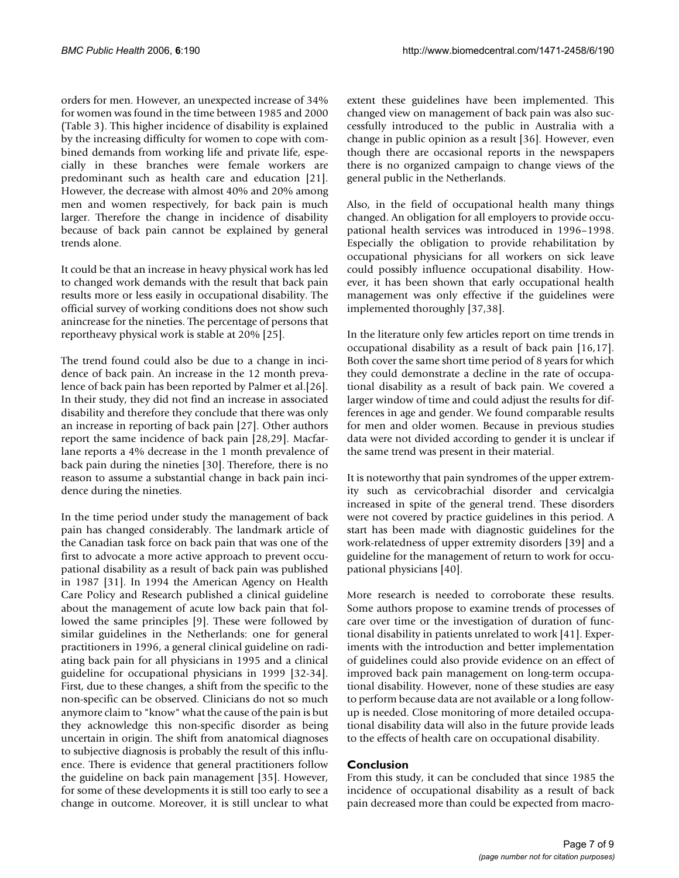orders for men. However, an unexpected increase of 34% for women was found in the time between 1985 and 2000 (Table 3). This higher incidence of disability is explained by the increasing difficulty for women to cope with combined demands from working life and private life, especially in these branches were female workers are predominant such as health care and education [21]. However, the decrease with almost 40% and 20% among men and women respectively, for back pain is much larger. Therefore the change in incidence of disability because of back pain cannot be explained by general trends alone.

It could be that an increase in heavy physical work has led to changed work demands with the result that back pain results more or less easily in occupational disability. The official survey of working conditions does not show such anincrease for the nineties. The percentage of persons that reportheavy physical work is stable at 20% [25].

The trend found could also be due to a change in incidence of back pain. An increase in the 12 month prevalence of back pain has been reported by Palmer et al.[26]. In their study, they did not find an increase in associated disability and therefore they conclude that there was only an increase in reporting of back pain [27]. Other authors report the same incidence of back pain [28,29]. Macfarlane reports a 4% decrease in the 1 month prevalence of back pain during the nineties [30]. Therefore, there is no reason to assume a substantial change in back pain incidence during the nineties.

In the time period under study the management of back pain has changed considerably. The landmark article of the Canadian task force on back pain that was one of the first to advocate a more active approach to prevent occupational disability as a result of back pain was published in 1987 [31]. In 1994 the American Agency on Health Care Policy and Research published a clinical guideline about the management of acute low back pain that followed the same principles [9]. These were followed by similar guidelines in the Netherlands: one for general practitioners in 1996, a general clinical guideline on radiating back pain for all physicians in 1995 and a clinical guideline for occupational physicians in 1999 [32-34]. First, due to these changes, a shift from the specific to the non-specific can be observed. Clinicians do not so much anymore claim to "know" what the cause of the pain is but they acknowledge this non-specific disorder as being uncertain in origin. The shift from anatomical diagnoses to subjective diagnosis is probably the result of this influence. There is evidence that general practitioners follow the guideline on back pain management [35]. However, for some of these developments it is still too early to see a change in outcome. Moreover, it is still unclear to what extent these guidelines have been implemented. This changed view on management of back pain was also successfully introduced to the public in Australia with a change in public opinion as a result [36]. However, even though there are occasional reports in the newspapers there is no organized campaign to change views of the general public in the Netherlands.

Also, in the field of occupational health many things changed. An obligation for all employers to provide occupational health services was introduced in 1996–1998. Especially the obligation to provide rehabilitation by occupational physicians for all workers on sick leave could possibly influence occupational disability. However, it has been shown that early occupational health management was only effective if the guidelines were implemented thoroughly [37,38].

In the literature only few articles report on time trends in occupational disability as a result of back pain [16,17]. Both cover the same short time period of 8 years for which they could demonstrate a decline in the rate of occupational disability as a result of back pain. We covered a larger window of time and could adjust the results for differences in age and gender. We found comparable results for men and older women. Because in previous studies data were not divided according to gender it is unclear if the same trend was present in their material.

It is noteworthy that pain syndromes of the upper extremity such as cervicobrachial disorder and cervicalgia increased in spite of the general trend. These disorders were not covered by practice guidelines in this period. A start has been made with diagnostic guidelines for the work-relatedness of upper extremity disorders [39] and a guideline for the management of return to work for occupational physicians [40].

More research is needed to corroborate these results. Some authors propose to examine trends of processes of care over time or the investigation of duration of functional disability in patients unrelated to work [41]. Experiments with the introduction and better implementation of guidelines could also provide evidence on an effect of improved back pain management on long-term occupational disability. However, none of these studies are easy to perform because data are not available or a long follow-up is needed. Close monitoring of more detailed occupational disability data will also in the future provide leads to the effects of health care on occupational disability.

## Conclusion

From this study, it can be concluded that since 1985 the incidence of occupational disability as a result of back pain decreased more than could be expected from macro-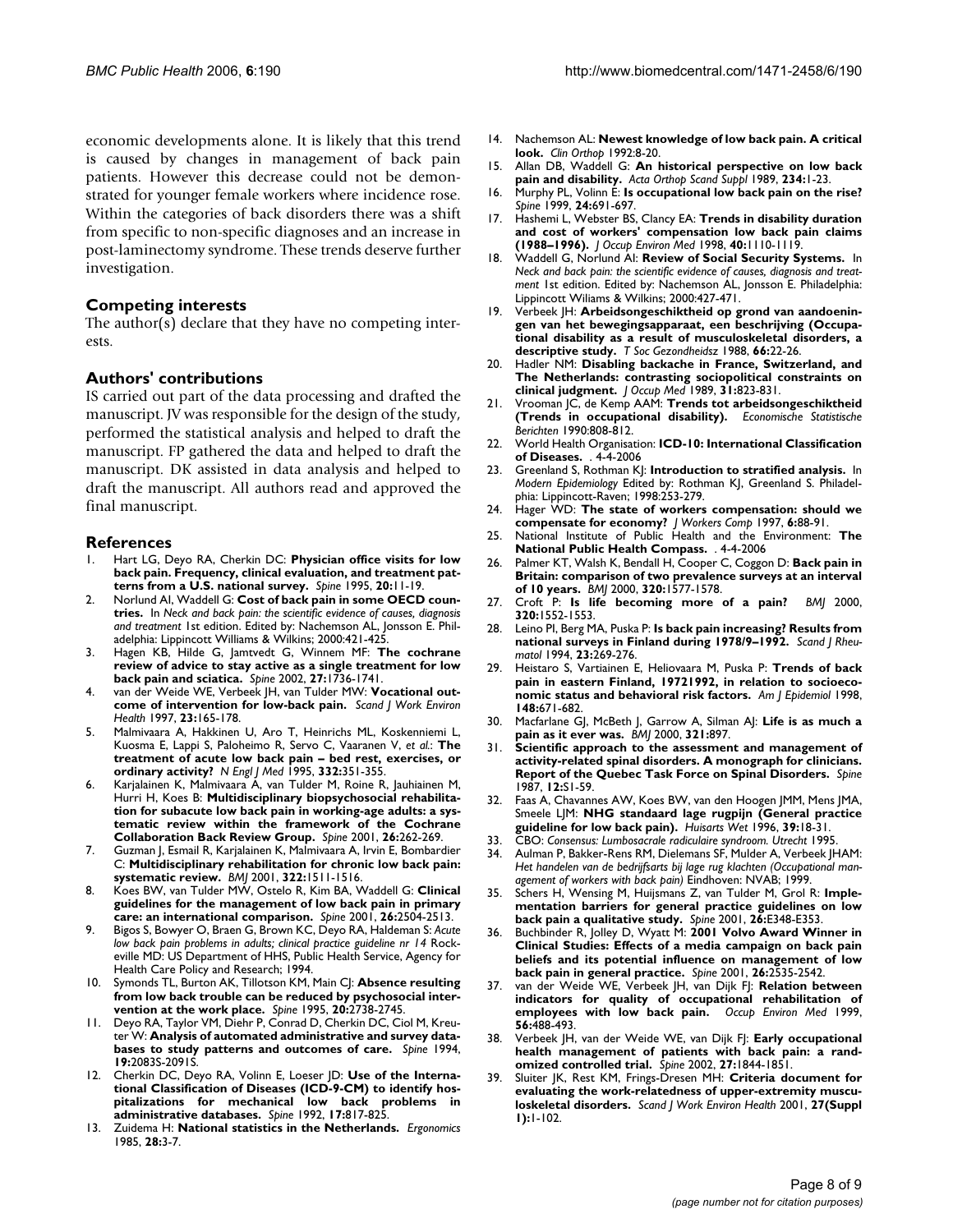economic developments alone. It is likely that this trend is caused by changes in management of back pain patients. However this decrease could not be demonstrated for younger female workers where incidence rose. Within the categories of back disorders there was a shift from specific to non-specific diagnoses and an increase in post-laminectomy syndrome. These trends deserve further investigation.

## Competing interests

The author(s) declare that they have no competing interests.

## Authors' contributions

IS carried out part of the data processing and drafted the manuscript. JV was responsible for the design of the study, performed the statistical analysis and helped to draft the manuscript. FP gathered the data and helped to draft the manuscript. DK assisted in data analysis and helped to draft the manuscript. All authors read and approved the final manuscript.

## References

1. Hart LG, Deyo RA, Cherkin DC: **Physician office visits for low back pain. Frequency, clinical evaluation, and treatment patterns from a U.S. national survey.** *Spine* 1995, **20:**11-19.
2. Norlund AI, Waddell G: **Cost of back pain in some OECD countries.** In *Neck and back pain: the scientific evidence of causes, diagnosis and treatment* 1st edition. Edited by: Nachemson AL, Jonsson E. Philadelphia: Lippincott Williams & Wilkins; 2000:421-425.
3. Hagen KB, Hilde G, Jamtvedt G, Winnem MF: **The cochrane review of advice to stay active as a single treatment for low back pain and sciatica.** *Spine* 2002, **27:**1736-1741.
4. van der Weide WE, Verbeek JH, van Tulder MW: **Vocational outcome of intervention for low-back pain.** *Scand J Work Environ Health* 1997, **23:**165-178.
5. Malmivaara A, Hakkinen U, Aro T, Heinrichs ML, Koskenniemi L, Kuosma E, Lappi S, Paloheimo R, Servo C, Vaaranen V, *et al.*: **The treatment of acute low back pain – bed rest, exercises, or ordinary activity?** *N Engl J Med* 1995, **332:**351-355.
6. Karjalainen K, Malmivaara A, van Tulder M, Roine R, Jauhiainen M, Hurri H, Koes B: **Multidisciplinary biopsychosocial rehabilitation for subacute low back pain in working-age adults: a systematic review within the framework of the Cochrane Collaboration Back Review Group.** *Spine* 2001, **26:**262-269.
7. Guzman J, Esmail R, Karjalainen K, Malmivaara A, Irvin E, Bombardier C: **Multidisciplinary rehabilitation for chronic low back pain: systematic review.** *BMJ* 2001, **322:**1511-1516.
8. Koes BW, van Tulder MW, Ostelo R, Kim BA, Waddell G: **Clinical guidelines for the management of low back pain in primary care: an international comparison.** *Spine* 2001, **26:**2504-2513.
9. Bigos S, Bowyer O, Braen G, Brown KC, Deyo RA, Haldeman S: *Acute low back pain problems in adults; clinical practice guideline nr 14* Rockeville MD: US Department of HHS, Public Health Service, Agency for Health Care Policy and Research; 1994.
10. Symonds TL, Burton AK, Tillotson KM, Main CJ: **Absence resulting from low back trouble can be reduced by psychosocial intervention at the work place.** *Spine* 1995, **20:**2738-2745.
11. Deyo RA, Taylor VM, Diehr P, Conrad D, Cherkin DC, Ciol M, Kreuter W: **Analysis of automated administrative and survey databases to study patterns and outcomes of care.** *Spine* 1994, **19:**2083S-2091S.
12. Cherkin DC, Deyo RA, Volinn E, Loeser JD: **Use of the International Classification of Diseases (ICD-9-CM) to identify hospitalizations for mechanical low back problems in administrative databases.** *Spine* 1992, **17:**817-825.
13. Zuidema H: **National statistics in the Netherlands.** *Ergonomics* 1985, **28:**3-7.
14. Nachemson AL: **Newest knowledge of low back pain. A critical look.** *Clin Orthop* 1992:8-20.
15. Allan DB, Waddell G: **An historical perspective on low back pain and disability.** *Acta Orthop Scand Suppl* 1989, **234:**1-23.
16. Murphy PL, Volinn E: **Is occupational low back pain on the rise?** *Spine* 1999, **24:**691-697.
17. Hashemi L, Webster BS, Clancy EA: **Trends in disability duration and cost of workers' compensation low back pain claims (1988–1996).** *J Occup Environ Med* 1998, **40:**1110-1119.
18. Waddell G, Norlund AI: **Review of Social Security Systems.** In *Neck and back pain: the scientific evidence of causes, diagnosis and treatment* 1st edition. Edited by: Nachemson AL, Jonsson E. Philadelphia: Lippincott Wiliams & Wilkins; 2000:427-471.
19. Verbeek JH: **Arbeidsongeschiktheid op grond van aandoeningen van het bewegingsapparaat, een beschrijving (Occupational disability as a result of musculoskeletal disorders, a descriptive study.** *T Soc Gezondheidsz* 1988, **66:**22-26.
20. Hadler NM: **Disabling backache in France, Switzerland, and The Netherlands: contrasting sociopolitical constraints on clinical judgment.** *J Occup Med* 1989, **31:**823-831.
21. Vrooman JC, de Kemp AAM: **Trends tot arbeidsongeschiktheid (Trends in occupational disability).** *Economische Statistische Berichten* 1990:808-812.
22. World Health Organisation: **ICD-10: International Classification of Diseases.** . 4-4-2006
23. Greenland S, Rothman KJ: **Introduction to stratified analysis.** In *Modern Epidemiology* Edited by: Rothman KJ, Greenland S. Philadelphia: Lippincott-Raven; 1998:253-279.
24. Hager WD: **The state of workers compensation: should we compensate for economy?** *J Workers Comp* 1997, **6:**88-91.
25. National Institute of Public Health and the Environment: **The National Public Health Compass.** . 4-4-2006
26. Palmer KT, Walsh K, Bendall H, Cooper C, Coggon D: **Back pain in Britain: comparison of two prevalence surveys at an interval of 10 years.** *BMJ* 2000, **320:**1577-1578.
27. Croft P: **Is life becoming more of a pain?** *BMJ* 2000, **320:**1552-1553.
28. Leino PI, Berg MA, Puska P: **Is back pain increasing? Results from national surveys in Finland during 1978/9–1992.** *Scand J Rheumatol* 1994, **23:**269-276.
29. Heistaro S, Vartiainen E, Heliovaara M, Puska P: **Trends of back pain in eastern Finland, 19721992, in relation to socioeconomic status and behavioral risk factors.** *Am J Epidemiol* 1998, **148:**671-682.
30. Macfarlane GJ, McBeth J, Garrow A, Silman AJ: **Life is as much a pain as it ever was.** *BMJ* 2000, **321:**897.
31. **Scientific approach to the assessment and management of activity-related spinal disorders. A monograph for clinicians. Report of the Quebec Task Force on Spinal Disorders.** *Spine* 1987, **12:**S1-59.
32. Faas A, Chavannes AW, Koes BW, van den Hoogen JMM, Mens JMA, Smeele LJM: **NHG standaard lage rugpijn (General practice guideline for low back pain).** *Huisarts Wet* 1996, **39:**18-31.
33. CBO: *Consensus: Lumbosacrale radiculaire syndroom.* Utrecht 1995.
34. Aulman P, Bakker-Rens RM, Dielemans SF, Mulder A, Verbeek JHAM: *Het handelen van de bedrijfsarts bij lage rug klachten (Occupational management of workers with back pain)* Eindhoven: NVAB; 1999.
35. Schers H, Wensing M, Huijsmans Z, van Tulder M, Grol R: **Implementation barriers for general practice guidelines on low back pain a qualitative study.** *Spine* 2001, **26:**E348-E353.
36. Buchbinder R, Jolley D, Wyatt M: **2001 Volvo Award Winner in Clinical Studies: Effects of a media campaign on back pain beliefs and its potential influence on management of low back pain in general practice.** *Spine* 2001, **26:**2535-2542.
37. van der Weide WE, Verbeek JH, van Dijk FJ: **Relation between indicators for quality of occupational rehabilitation of employees with low back pain.** *Occup Environ Med* 1999, **56:**488-493.
38. Verbeek JH, van der Weide WE, van Dijk FJ: **Early occupational health management of patients with back pain: a randomized controlled trial.** *Spine* 2002, **27:**1844-1851.
39. Sluiter JK, Rest KM, Frings-Dresen MH: **Criteria document for evaluating the work-relatedness of upper-extremity musculoskeletal disorders.** *Scand J Work Environ Health* 2001, **27(Suppl 1):**1-102.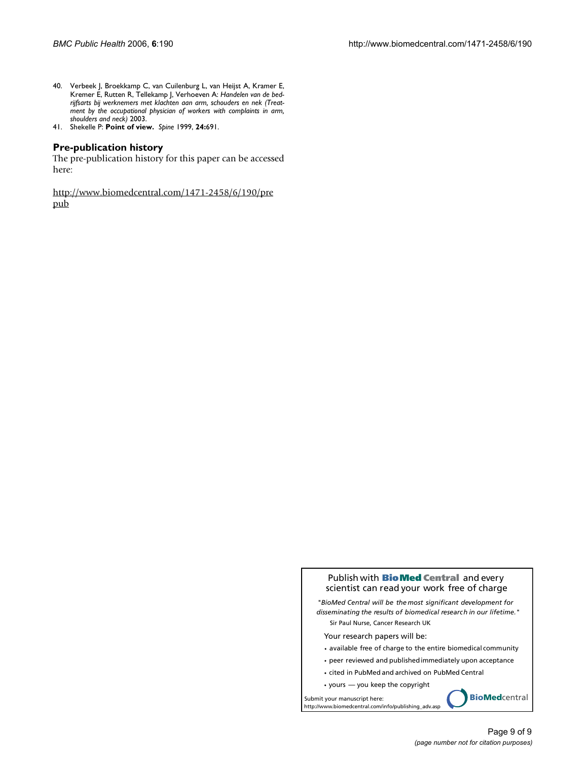40. Verbeek J, Broekkamp C, van Cuilenburg L, van Heijst A, Kramer E, Kremer E, Rutten R, Tellekamp J, Verhoeven A: *Handelen van de bedrijfsarts bij werknemers met klachten aan arm, schouders en nek (Treatment by the occupational physician of workers with complaints in arm, shoulders and neck)* 2003.
41. Shekelle P: **Point of view.** *Spine* 1999, **24:**691.

## Pre-publication history

The pre-publication history for this paper can be accessed here:

http://www.biomedcentral.com/1471-2458/6/190/prepub

Publish with **BioMed Central** and every scientist can read your work free of charge

*"BioMed Central will be the most significant development for disseminating the results of biomedical research in our lifetime."*

Sir Paul Nurse, Cancer Research UK

Your research papers will be:

- available free of charge to the entire biomedical community
- peer reviewed and published immediately upon acceptance
- cited in PubMed and archived on PubMed Central
- yours — you keep the copyright

Submit your manuscript here:
http://www.biomedcentral.com/info/publishing_adv.asp

BioMedcentral